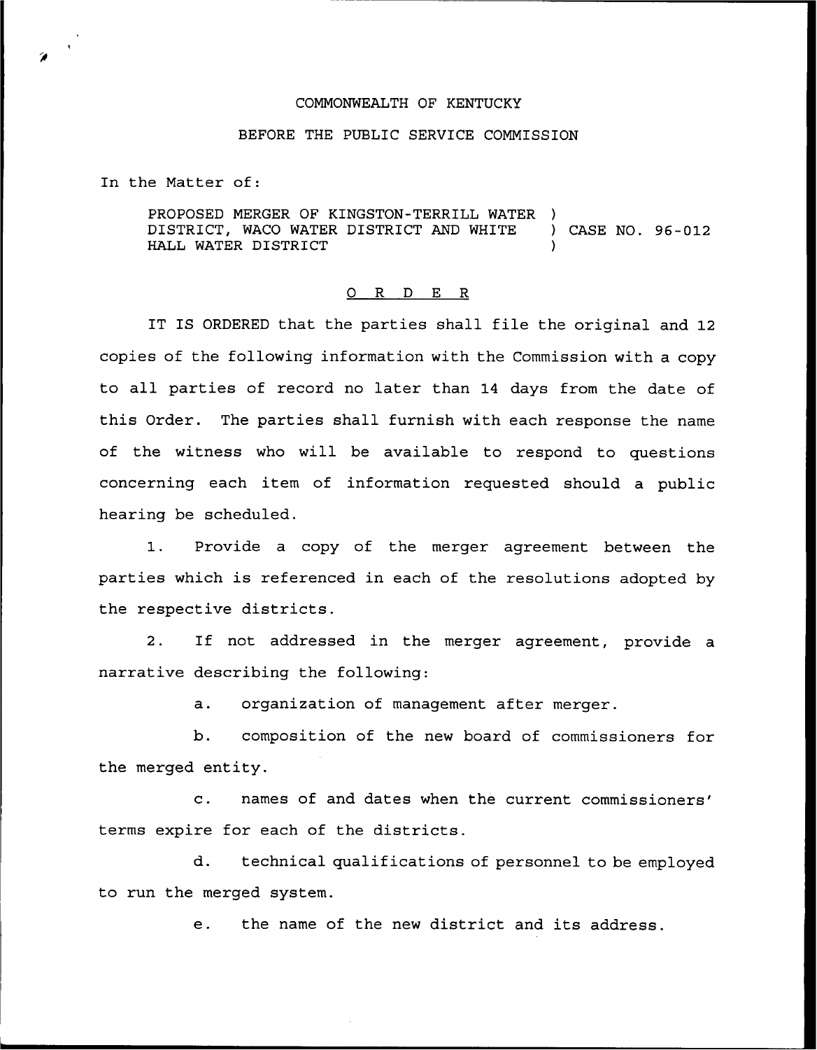COMMONWEALTH OF KENTUCKY

BEFORE THE PUBLIC SERVICE COMMISSION

In the Matter of:

PROPOSED MERGER OF KINGSTON-TERRILL WATER DISTRICT, WACO WATER DISTRICT AND WHITE HALL WATER DISTRICT ) CASE NO. 96-012

O R D E R

IT IS ORDERED that the parties shall file the original and 12 copies of the following information with the Commission with a copy to all parties of record no later than 14 days from the date of this Order. The parties shall furnish with each response the name of the witness who will be available to respond to questions concerning each item of information requested should a public hearing be scheduled.

1. Provide a copy of the merger agreement between the parties which is referenced in each of the resolutions adopted by the respective districts.

2. If not addressed in the merger agreement, provide a narrative describing the following:

   a. organization of management after merger.

   b. composition of the new board of commissioners for the merged entity.

   c. names of and dates when the current commissioners' terms expire for each of the districts.

   d. technical qualifications of personnel to be employed to run the merged system.

   e. the name of the new district and its address.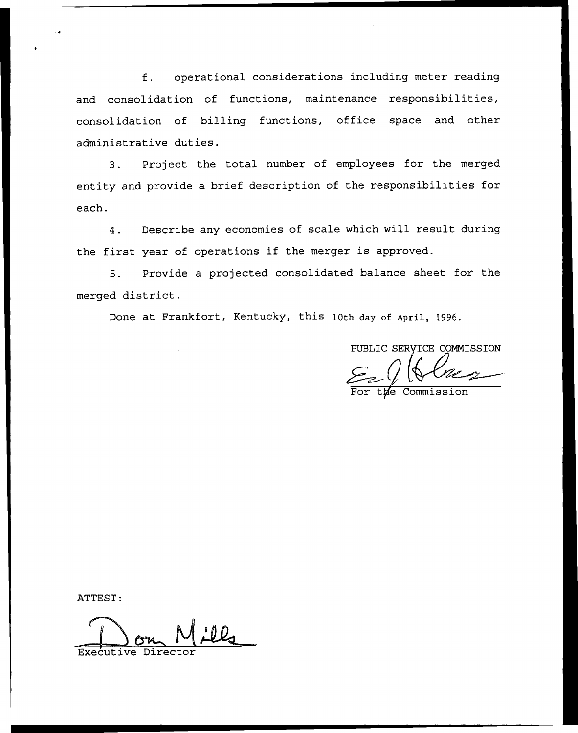f. operational considerations including meter reading and consolidation of functions, maintenance responsibilities, consolidation of billing functions, office space and other administrative duties.

3. Project the total number of employees for the merged entity and provide a brief description of the responsibilities for each.

4. Describe any economies of scale which will result during the first year of operations if the merger is approved.

5. Provide a projected consolidated balance sheet for the merged district.

Done at Frankfort, Kentucky, this 10th day of April, 1996.

PUBLIC SERVICE COMMISSION

For the Commission

ATTEST:

Executive Director